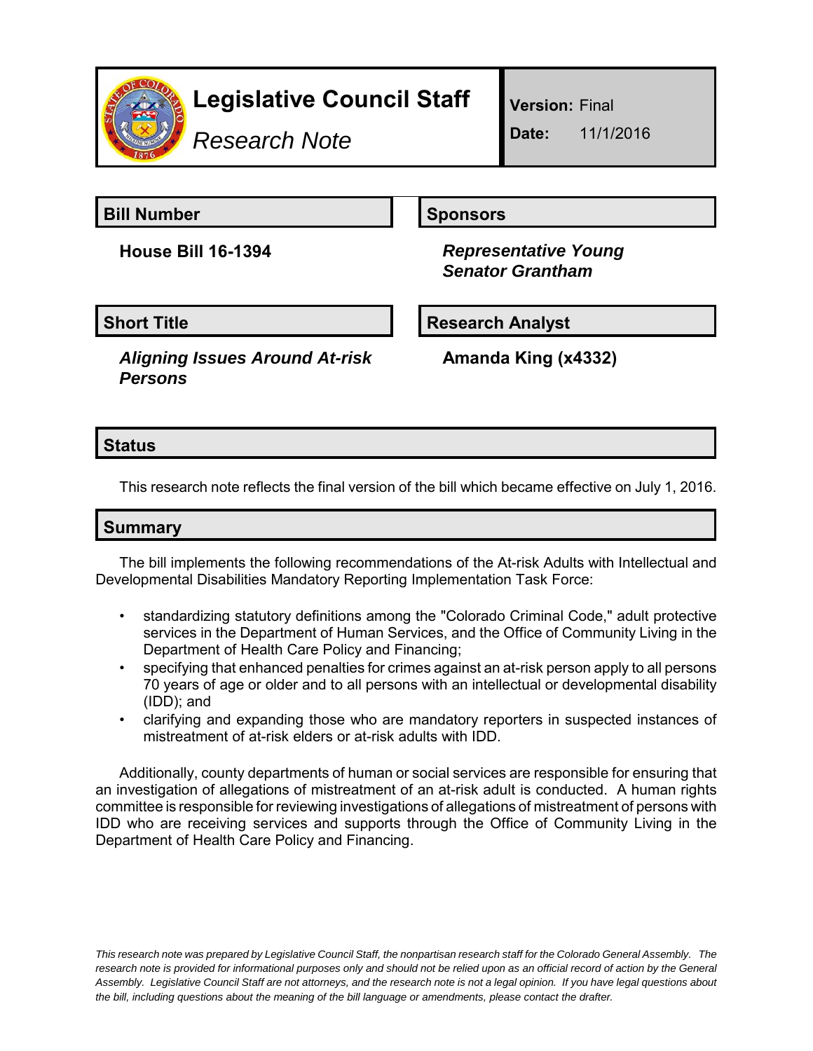# Legislative Council Staff

*Research Note*

**Version:** Final

**Date:** 11/1/2016

## Bill Number

**House Bill 16-1394**

## Sponsors

***Representative Young***
***Senator Grantham***

## Short Title

***Aligning Issues Around At-risk Persons***

## Research Analyst

**Amanda King (x4332)**

## Status

This research note reflects the final version of the bill which became effective on July 1, 2016.

## Summary

The bill implements the following recommendations of the At-risk Adults with Intellectual and Developmental Disabilities Mandatory Reporting Implementation Task Force:

- standardizing statutory definitions among the "Colorado Criminal Code," adult protective services in the Department of Human Services, and the Office of Community Living in the Department of Health Care Policy and Financing;
- specifying that enhanced penalties for crimes against an at-risk person apply to all persons 70 years of age or older and to all persons with an intellectual or developmental disability (IDD); and
- clarifying and expanding those who are mandatory reporters in suspected instances of mistreatment of at-risk elders or at-risk adults with IDD.

Additionally, county departments of human or social services are responsible for ensuring that an investigation of allegations of mistreatment of an at-risk adult is conducted. A human rights committee is responsible for reviewing investigations of allegations of mistreatment of persons with IDD who are receiving services and supports through the Office of Community Living in the Department of Health Care Policy and Financing.

*This research note was prepared by Legislative Council Staff, the nonpartisan research staff for the Colorado General Assembly. The research note is provided for informational purposes only and should not be relied upon as an official record of action by the General Assembly. Legislative Council Staff are not attorneys, and the research note is not a legal opinion. If you have legal questions about the bill, including questions about the meaning of the bill language or amendments, please contact the drafter.*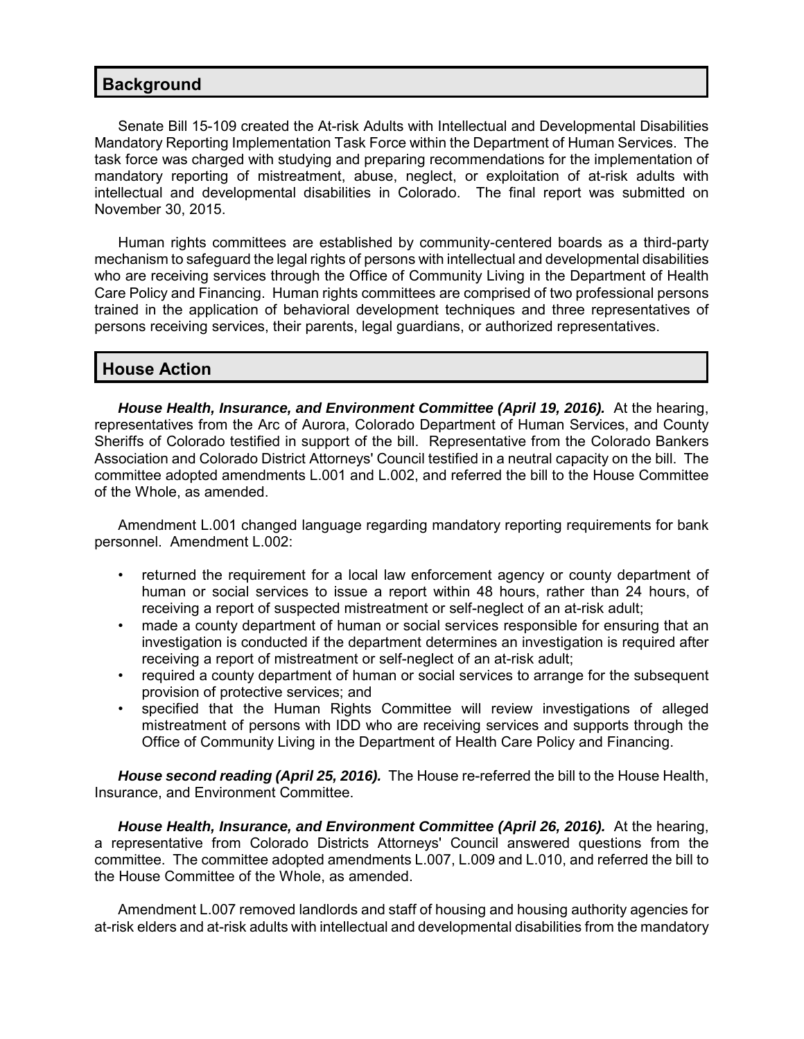## Background

Senate Bill 15-109 created the At-risk Adults with Intellectual and Developmental Disabilities Mandatory Reporting Implementation Task Force within the Department of Human Services. The task force was charged with studying and preparing recommendations for the implementation of mandatory reporting of mistreatment, abuse, neglect, or exploitation of at-risk adults with intellectual and developmental disabilities in Colorado. The final report was submitted on November 30, 2015.

Human rights committees are established by community-centered boards as a third-party mechanism to safeguard the legal rights of persons with intellectual and developmental disabilities who are receiving services through the Office of Community Living in the Department of Health Care Policy and Financing. Human rights committees are comprised of two professional persons trained in the application of behavioral development techniques and three representatives of persons receiving services, their parents, legal guardians, or authorized representatives.

## House Action

***House Health, Insurance, and Environment Committee (April 19, 2016).*** At the hearing, representatives from the Arc of Aurora, Colorado Department of Human Services, and County Sheriffs of Colorado testified in support of the bill. Representative from the Colorado Bankers Association and Colorado District Attorneys' Council testified in a neutral capacity on the bill. The committee adopted amendments L.001 and L.002, and referred the bill to the House Committee of the Whole, as amended.

Amendment L.001 changed language regarding mandatory reporting requirements for bank personnel. Amendment L.002:

- returned the requirement for a local law enforcement agency or county department of human or social services to issue a report within 48 hours, rather than 24 hours, of receiving a report of suspected mistreatment or self-neglect of an at-risk adult;
- made a county department of human or social services responsible for ensuring that an investigation is conducted if the department determines an investigation is required after receiving a report of mistreatment or self-neglect of an at-risk adult;
- required a county department of human or social services to arrange for the subsequent provision of protective services; and
- specified that the Human Rights Committee will review investigations of alleged mistreatment of persons with IDD who are receiving services and supports through the Office of Community Living in the Department of Health Care Policy and Financing.

***House second reading (April 25, 2016).*** The House re-referred the bill to the House Health, Insurance, and Environment Committee.

***House Health, Insurance, and Environment Committee (April 26, 2016).*** At the hearing, a representative from Colorado Districts Attorneys' Council answered questions from the committee. The committee adopted amendments L.007, L.009 and L.010, and referred the bill to the House Committee of the Whole, as amended.

Amendment L.007 removed landlords and staff of housing and housing authority agencies for at-risk elders and at-risk adults with intellectual and developmental disabilities from the mandatory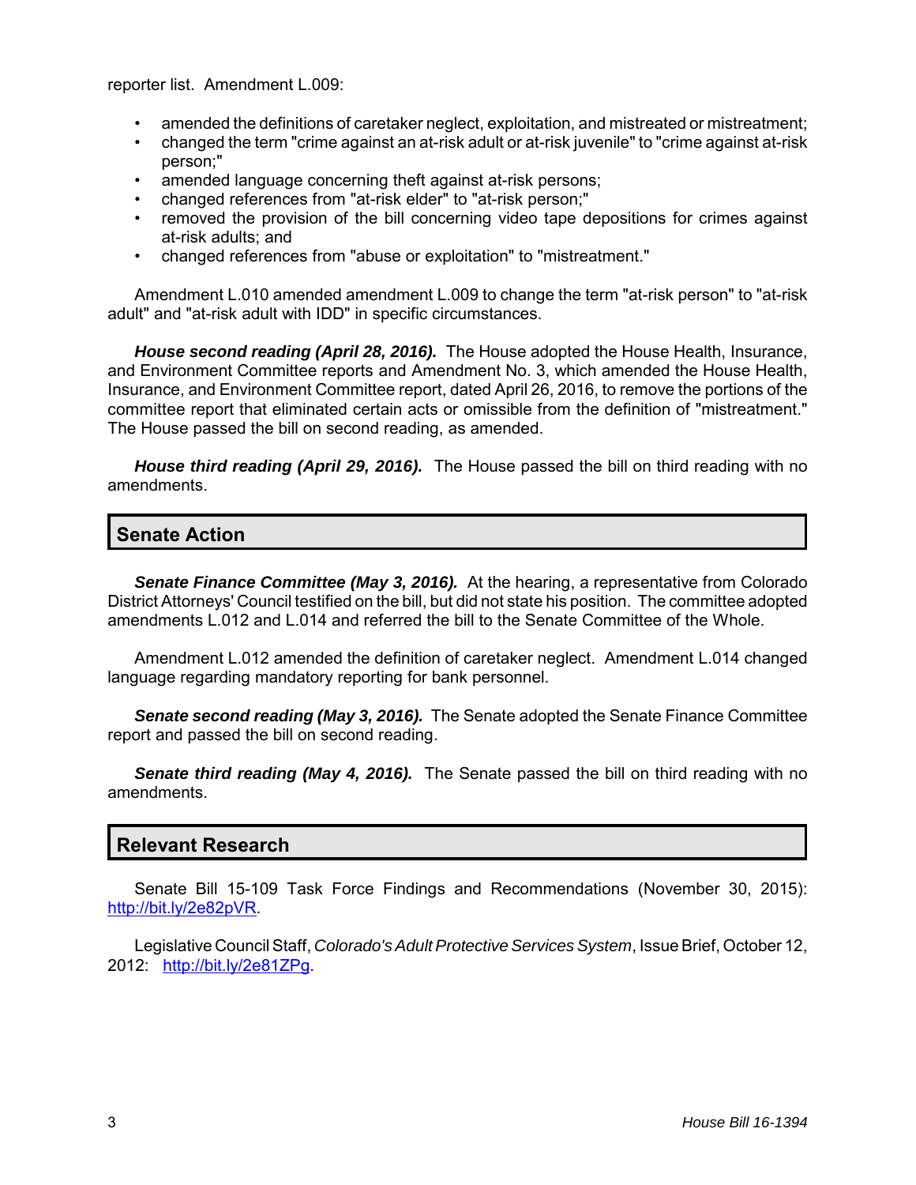reporter list. Amendment L.009:

- amended the definitions of caretaker neglect, exploitation, and mistreated or mistreatment;
- changed the term "crime against an at-risk adult or at-risk juvenile" to "crime against at-risk person;"
- amended language concerning theft against at-risk persons;
- changed references from "at-risk elder" to "at-risk person;"
- removed the provision of the bill concerning video tape depositions for crimes against at-risk adults; and
- changed references from "abuse or exploitation" to "mistreatment."

Amendment L.010 amended amendment L.009 to change the term "at-risk person" to "at-risk adult" and "at-risk adult with IDD" in specific circumstances.

***House second reading (April 28, 2016).*** The House adopted the House Health, Insurance, and Environment Committee reports and Amendment No. 3, which amended the House Health, Insurance, and Environment Committee report, dated April 26, 2016, to remove the portions of the committee report that eliminated certain acts or omissible from the definition of "mistreatment." The House passed the bill on second reading, as amended.

***House third reading (April 29, 2016).*** The House passed the bill on third reading with no amendments.

## Senate Action

***Senate Finance Committee (May 3, 2016).*** At the hearing, a representative from Colorado District Attorneys' Council testified on the bill, but did not state his position. The committee adopted amendments L.012 and L.014 and referred the bill to the Senate Committee of the Whole.

Amendment L.012 amended the definition of caretaker neglect. Amendment L.014 changed language regarding mandatory reporting for bank personnel.

***Senate second reading (May 3, 2016).*** The Senate adopted the Senate Finance Committee report and passed the bill on second reading.

***Senate third reading (May 4, 2016).*** The Senate passed the bill on third reading with no amendments.

## Relevant Research

Senate Bill 15-109 Task Force Findings and Recommendations (November 30, 2015): http://bit.ly/2e82pVR.

Legislative Council Staff, *Colorado's Adult Protective Services System*, Issue Brief, October 12, 2012: http://bit.ly/2e81ZPg.